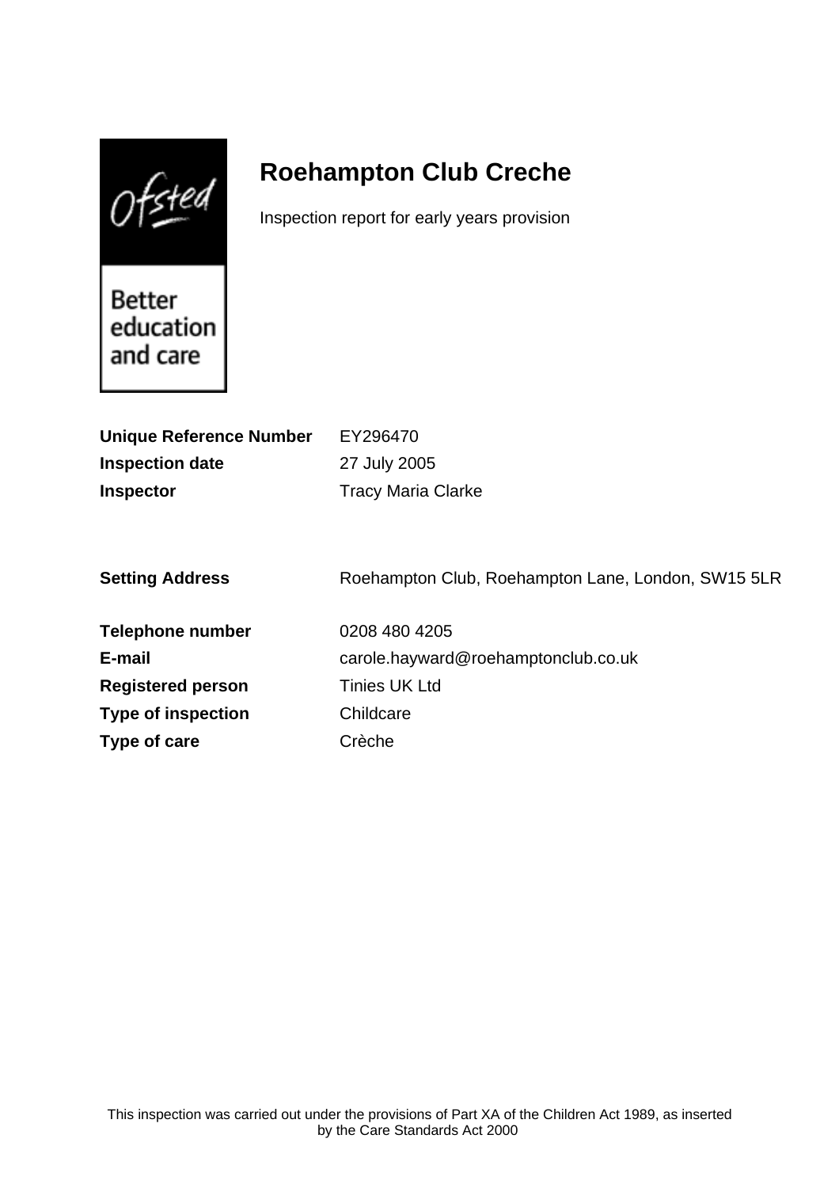# Roehampton Club Creche

Inspection report for early years provision

**Unique Reference Number** EY296470

**Inspection date** 27 July 2005

**Inspector** Tracy Maria Clarke

**Setting Address** Roehampton Club, Roehampton Lane, London, SW15 5LR

**Telephone number** 0208 480 4205

**E-mail** carole.hayward@roehamptonclub.co.uk

**Registered person** Tinies UK Ltd

**Type of inspection** Childcare

**Type of care** Crèche

This inspection was carried out under the provisions of Part XA of the Children Act 1989, as inserted by the Care Standards Act 2000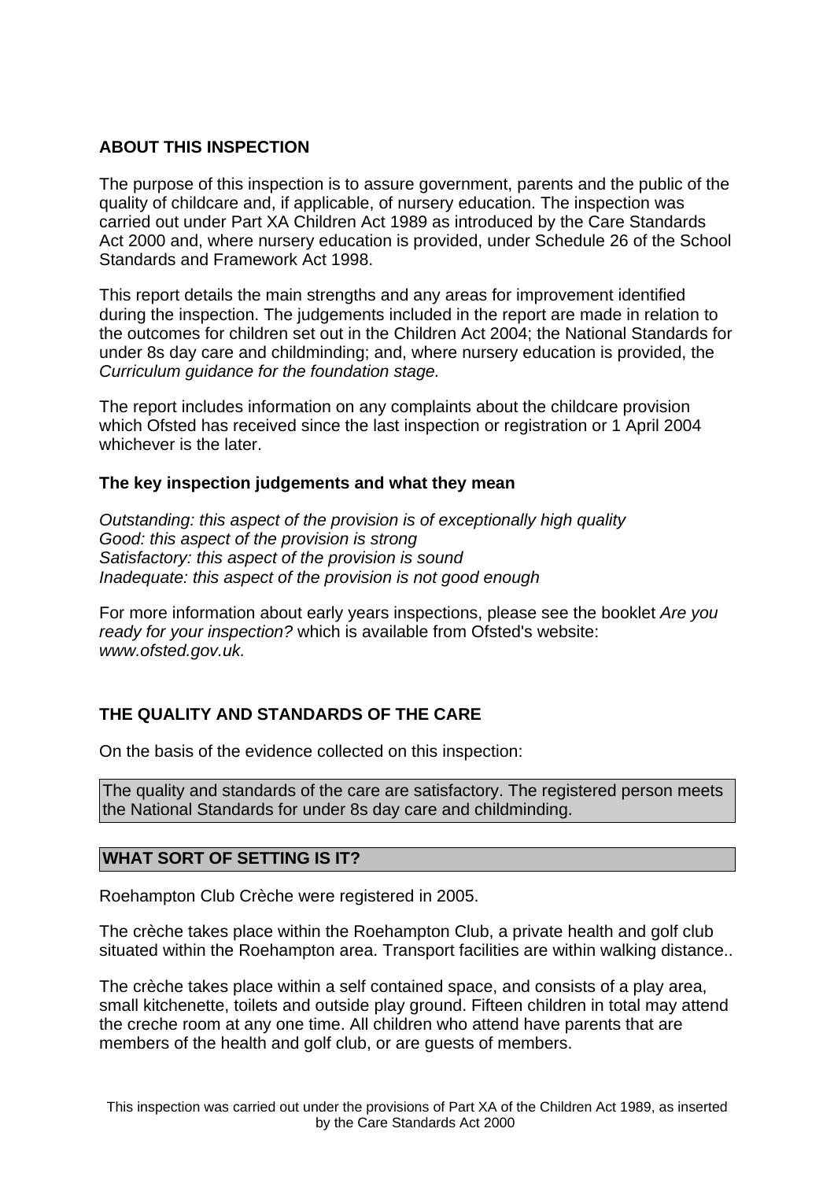## ABOUT THIS INSPECTION

The purpose of this inspection is to assure government, parents and the public of the quality of childcare and, if applicable, of nursery education. The inspection was carried out under Part XA Children Act 1989 as introduced by the Care Standards Act 2000 and, where nursery education is provided, under Schedule 26 of the School Standards and Framework Act 1998.

This report details the main strengths and any areas for improvement identified during the inspection. The judgements included in the report are made in relation to the outcomes for children set out in the Children Act 2004; the National Standards for under 8s day care and childminding; and, where nursery education is provided, the *Curriculum guidance for the foundation stage.*

The report includes information on any complaints about the childcare provision which Ofsted has received since the last inspection or registration or 1 April 2004 whichever is the later.

### The key inspection judgements and what they mean

*Outstanding: this aspect of the provision is of exceptionally high quality*
*Good: this aspect of the provision is strong*
*Satisfactory: this aspect of the provision is sound*
*Inadequate: this aspect of the provision is not good enough*

For more information about early years inspections, please see the booklet *Are you ready for your inspection?* which is available from Ofsted's website: *www.ofsted.gov.uk.*

## THE QUALITY AND STANDARDS OF THE CARE

On the basis of the evidence collected on this inspection:

The quality and standards of the care are satisfactory. The registered person meets the National Standards for under 8s day care and childminding.

## WHAT SORT OF SETTING IS IT?

Roehampton Club Crèche were registered in 2005.

The crèche takes place within the Roehampton Club, a private health and golf club situated within the Roehampton area. Transport facilities are within walking distance..

The crèche takes place within a self contained space, and consists of a play area, small kitchenette, toilets and outside play ground. Fifteen children in total may attend the creche room at any one time. All children who attend have parents that are members of the health and golf club, or are guests of members.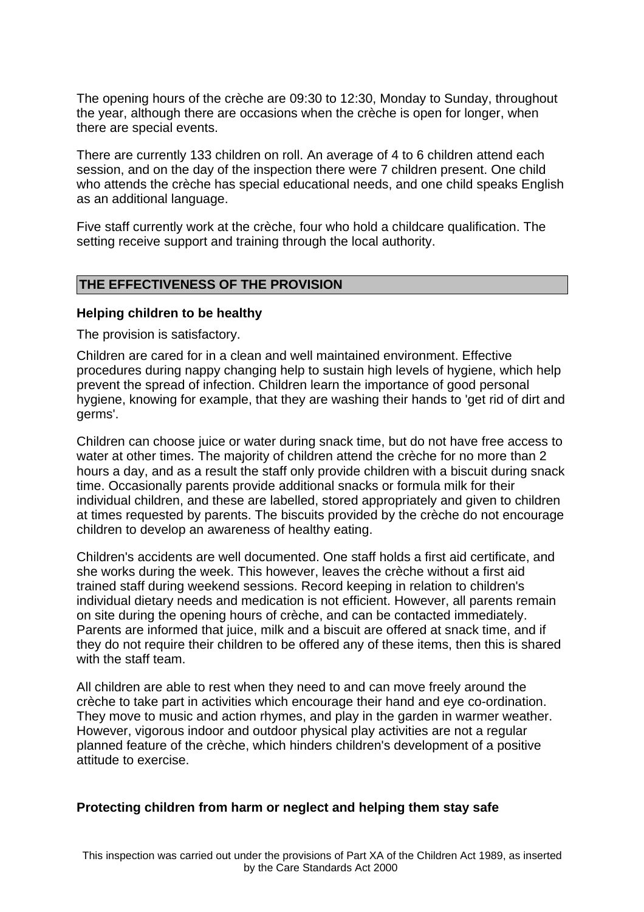The opening hours of the crèche are 09:30 to 12:30, Monday to Sunday, throughout the year, although there are occasions when the crèche is open for longer, when there are special events.

There are currently 133 children on roll. An average of 4 to 6 children attend each session, and on the day of the inspection there were 7 children present. One child who attends the crèche has special educational needs, and one child speaks English as an additional language.

Five staff currently work at the crèche, four who hold a childcare qualification. The setting receive support and training through the local authority.

## THE EFFECTIVENESS OF THE PROVISION

### Helping children to be healthy

The provision is satisfactory.

Children are cared for in a clean and well maintained environment. Effective procedures during nappy changing help to sustain high levels of hygiene, which help prevent the spread of infection. Children learn the importance of good personal hygiene, knowing for example, that they are washing their hands to 'get rid of dirt and germs'.

Children can choose juice or water during snack time, but do not have free access to water at other times. The majority of children attend the crèche for no more than 2 hours a day, and as a result the staff only provide children with a biscuit during snack time. Occasionally parents provide additional snacks or formula milk for their individual children, and these are labelled, stored appropriately and given to children at times requested by parents. The biscuits provided by the crèche do not encourage children to develop an awareness of healthy eating.

Children's accidents are well documented. One staff holds a first aid certificate, and she works during the week. This however, leaves the crèche without a first aid trained staff during weekend sessions. Record keeping in relation to children's individual dietary needs and medication is not efficient. However, all parents remain on site during the opening hours of crèche, and can be contacted immediately. Parents are informed that juice, milk and a biscuit are offered at snack time, and if they do not require their children to be offered any of these items, then this is shared with the staff team.

All children are able to rest when they need to and can move freely around the crèche to take part in activities which encourage their hand and eye co-ordination. They move to music and action rhymes, and play in the garden in warmer weather. However, vigorous indoor and outdoor physical play activities are not a regular planned feature of the crèche, which hinders children's development of a positive attitude to exercise.

### Protecting children from harm or neglect and helping them stay safe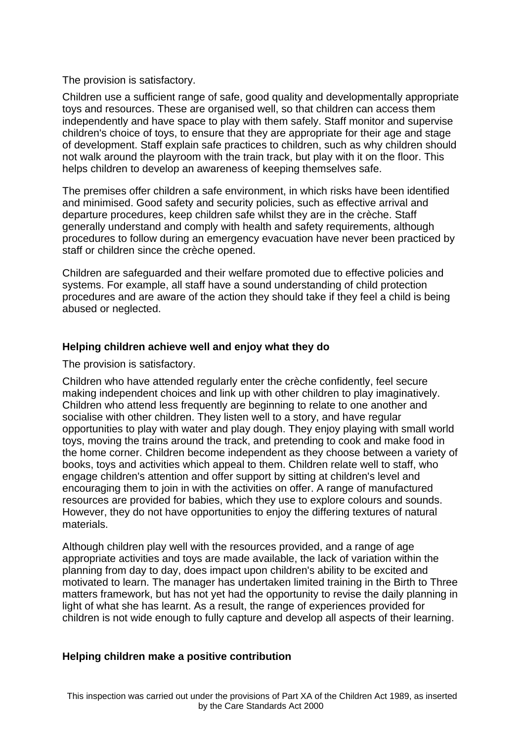The provision is satisfactory.

Children use a sufficient range of safe, good quality and developmentally appropriate toys and resources. These are organised well, so that children can access them independently and have space to play with them safely. Staff monitor and supervise children's choice of toys, to ensure that they are appropriate for their age and stage of development. Staff explain safe practices to children, such as why children should not walk around the playroom with the train track, but play with it on the floor. This helps children to develop an awareness of keeping themselves safe.

The premises offer children a safe environment, in which risks have been identified and minimised. Good safety and security policies, such as effective arrival and departure procedures, keep children safe whilst they are in the crèche. Staff generally understand and comply with health and safety requirements, although procedures to follow during an emergency evacuation have never been practiced by staff or children since the crèche opened.

Children are safeguarded and their welfare promoted due to effective policies and systems. For example, all staff have a sound understanding of child protection procedures and are aware of the action they should take if they feel a child is being abused or neglected.

## Helping children achieve well and enjoy what they do

The provision is satisfactory.

Children who have attended regularly enter the crèche confidently, feel secure making independent choices and link up with other children to play imaginatively. Children who attend less frequently are beginning to relate to one another and socialise with other children. They listen well to a story, and have regular opportunities to play with water and play dough. They enjoy playing with small world toys, moving the trains around the track, and pretending to cook and make food in the home corner. Children become independent as they choose between a variety of books, toys and activities which appeal to them. Children relate well to staff, who engage children's attention and offer support by sitting at children's level and encouraging them to join in with the activities on offer. A range of manufactured resources are provided for babies, which they use to explore colours and sounds. However, they do not have opportunities to enjoy the differing textures of natural materials.

Although children play well with the resources provided, and a range of age appropriate activities and toys are made available, the lack of variation within the planning from day to day, does impact upon children's ability to be excited and motivated to learn. The manager has undertaken limited training in the Birth to Three matters framework, but has not yet had the opportunity to revise the daily planning in light of what she has learnt. As a result, the range of experiences provided for children is not wide enough to fully capture and develop all aspects of their learning.

## Helping children make a positive contribution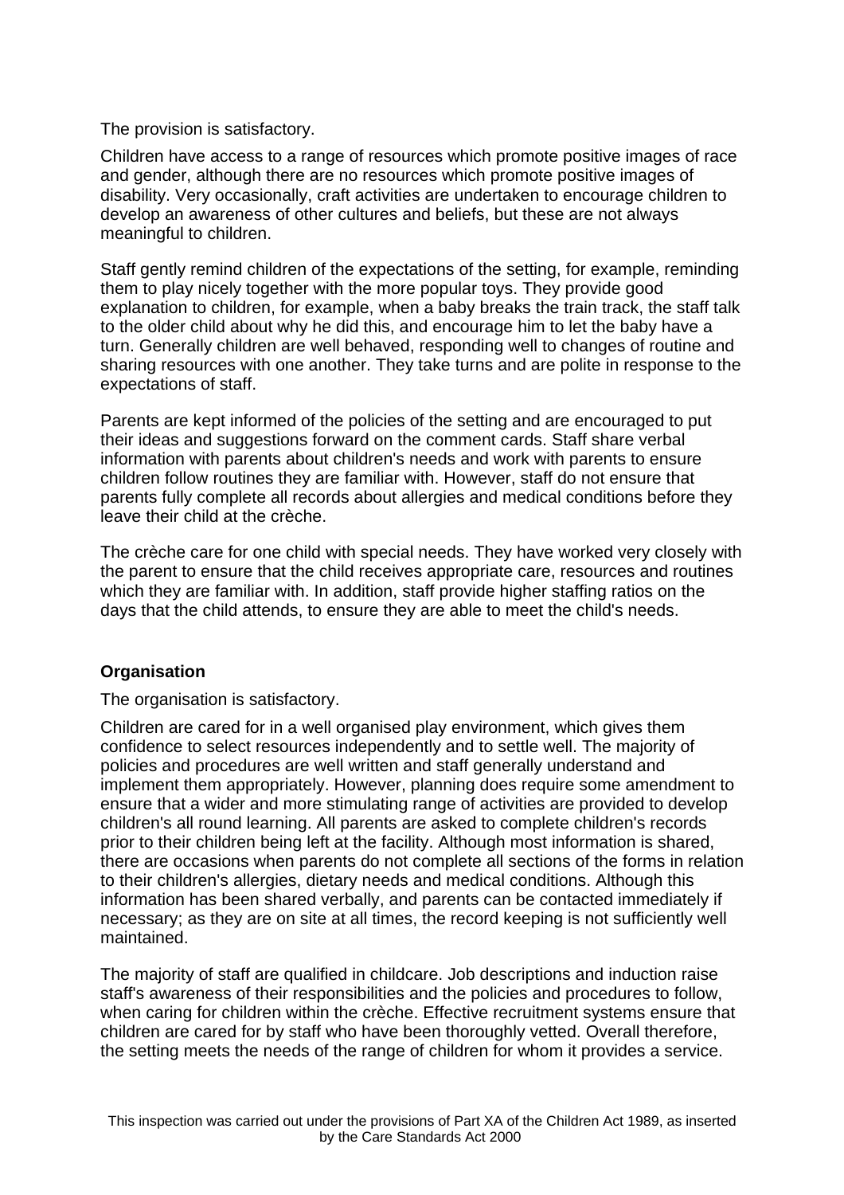The provision is satisfactory.

Children have access to a range of resources which promote positive images of race and gender, although there are no resources which promote positive images of disability. Very occasionally, craft activities are undertaken to encourage children to develop an awareness of other cultures and beliefs, but these are not always meaningful to children.

Staff gently remind children of the expectations of the setting, for example, reminding them to play nicely together with the more popular toys. They provide good explanation to children, for example, when a baby breaks the train track, the staff talk to the older child about why he did this, and encourage him to let the baby have a turn. Generally children are well behaved, responding well to changes of routine and sharing resources with one another. They take turns and are polite in response to the expectations of staff.

Parents are kept informed of the policies of the setting and are encouraged to put their ideas and suggestions forward on the comment cards. Staff share verbal information with parents about children's needs and work with parents to ensure children follow routines they are familiar with. However, staff do not ensure that parents fully complete all records about allergies and medical conditions before they leave their child at the crèche.

The crèche care for one child with special needs. They have worked very closely with the parent to ensure that the child receives appropriate care, resources and routines which they are familiar with. In addition, staff provide higher staffing ratios on the days that the child attends, to ensure they are able to meet the child's needs.

**Organisation**

The organisation is satisfactory.

Children are cared for in a well organised play environment, which gives them confidence to select resources independently and to settle well. The majority of policies and procedures are well written and staff generally understand and implement them appropriately. However, planning does require some amendment to ensure that a wider and more stimulating range of activities are provided to develop children's all round learning. All parents are asked to complete children's records prior to their children being left at the facility. Although most information is shared, there are occasions when parents do not complete all sections of the forms in relation to their children's allergies, dietary needs and medical conditions. Although this information has been shared verbally, and parents can be contacted immediately if necessary; as they are on site at all times, the record keeping is not sufficiently well maintained.

The majority of staff are qualified in childcare. Job descriptions and induction raise staff's awareness of their responsibilities and the policies and procedures to follow, when caring for children within the crèche. Effective recruitment systems ensure that children are cared for by staff who have been thoroughly vetted. Overall therefore, the setting meets the needs of the range of children for whom it provides a service.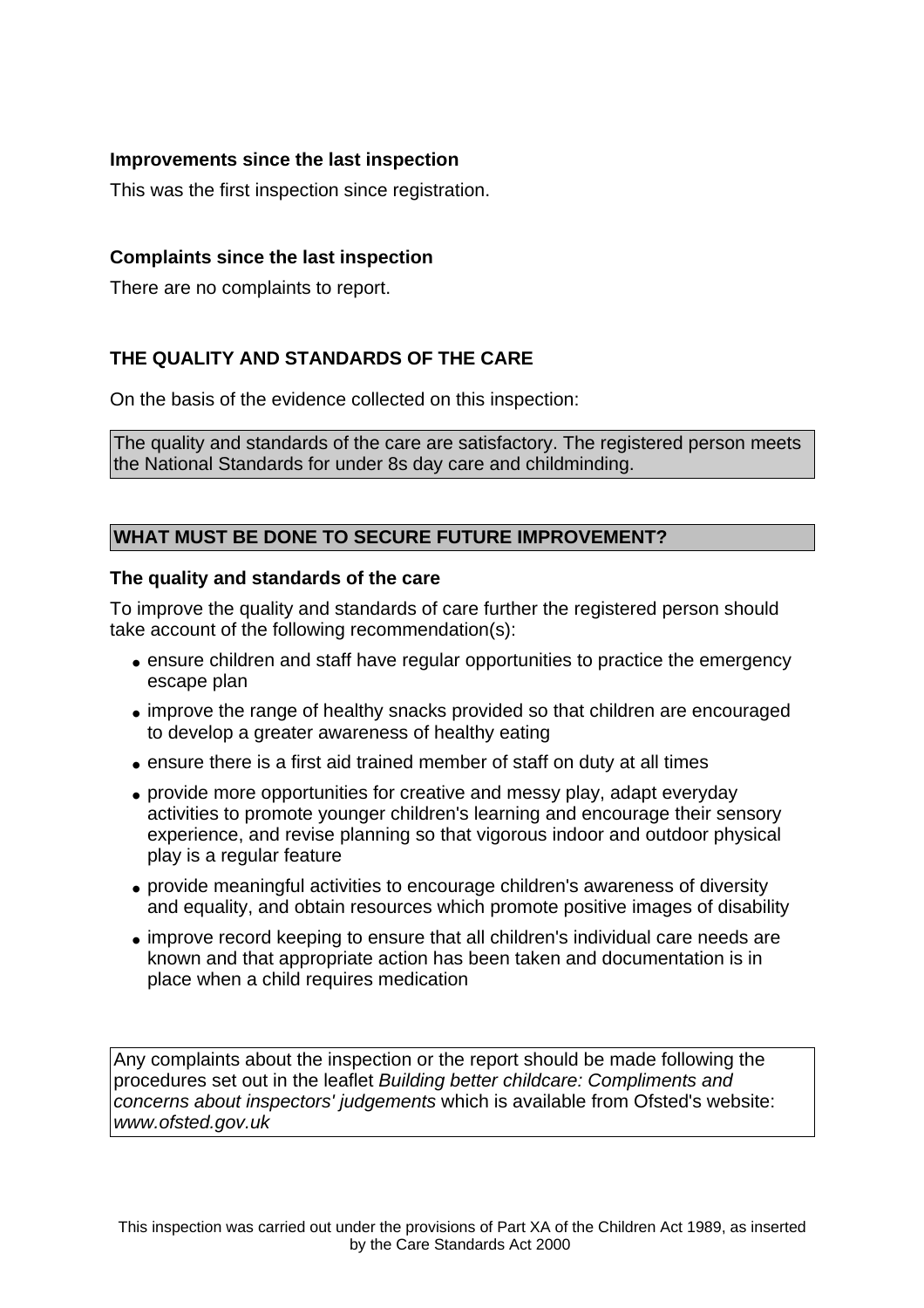**Improvements since the last inspection**

This was the first inspection since registration.

**Complaints since the last inspection**

There are no complaints to report.

**THE QUALITY AND STANDARDS OF THE CARE**

On the basis of the evidence collected on this inspection:

The quality and standards of the care are satisfactory. The registered person meets the National Standards for under 8s day care and childminding.

**WHAT MUST BE DONE TO SECURE FUTURE IMPROVEMENT?**

**The quality and standards of the care**

To improve the quality and standards of care further the registered person should take account of the following recommendation(s):

- ensure children and staff have regular opportunities to practice the emergency escape plan
- improve the range of healthy snacks provided so that children are encouraged to develop a greater awareness of healthy eating
- ensure there is a first aid trained member of staff on duty at all times
- provide more opportunities for creative and messy play, adapt everyday activities to promote younger children's learning and encourage their sensory experience, and revise planning so that vigorous indoor and outdoor physical play is a regular feature
- provide meaningful activities to encourage children's awareness of diversity and equality, and obtain resources which promote positive images of disability
- improve record keeping to ensure that all children's individual care needs are known and that appropriate action has been taken and documentation is in place when a child requires medication

Any complaints about the inspection or the report should be made following the procedures set out in the leaflet *Building better childcare: Compliments and concerns about inspectors' judgements* which is available from Ofsted's website: *www.ofsted.gov.uk*

This inspection was carried out under the provisions of Part XA of the Children Act 1989, as inserted by the Care Standards Act 2000